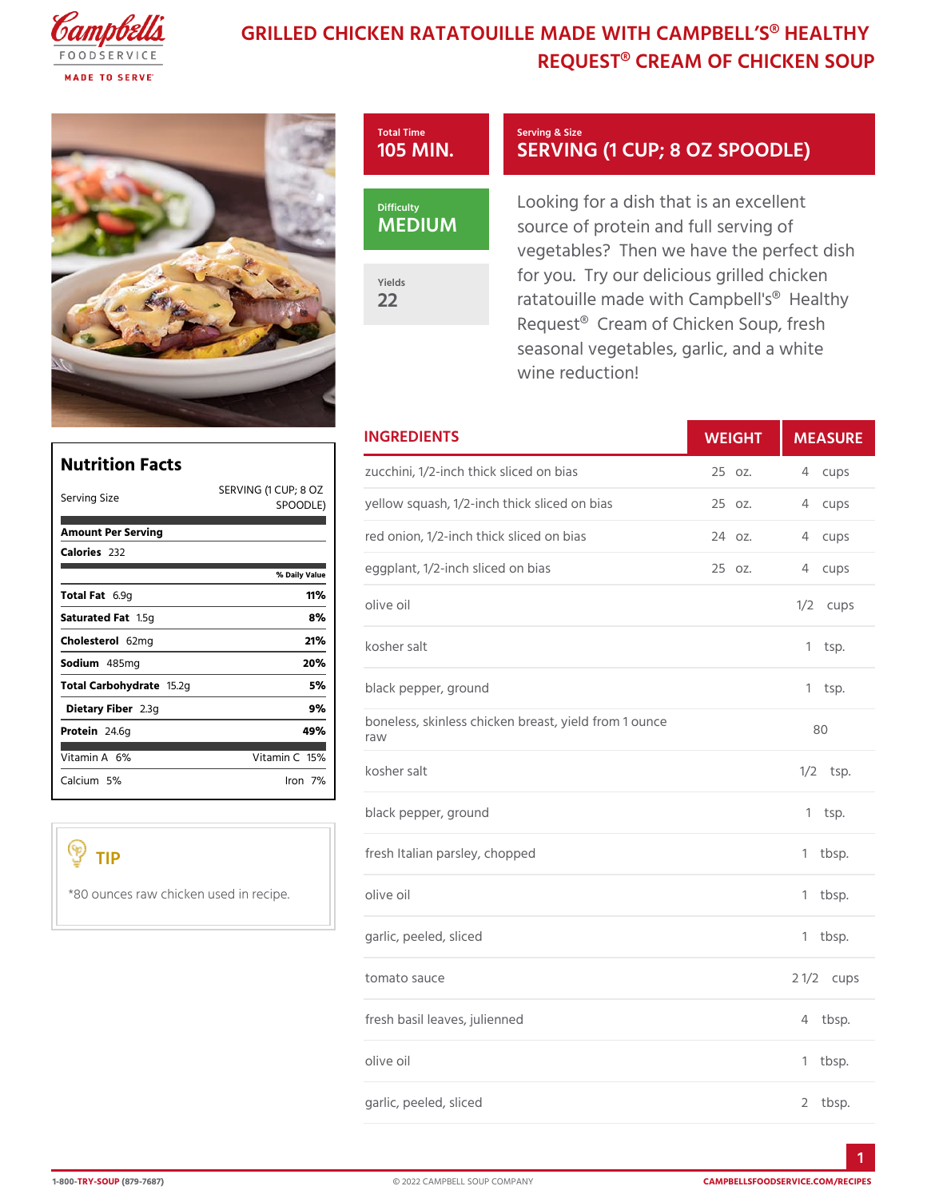# GRILLED CHICKEN RATATOUILLE MADE WITH CAMPBELL'S® HEALTHY REQUEST® CREAM OF CHICKEN SOUP

Total Time
**105 MIN.**

Serving & Size
**SERVING (1 CUP; 8 OZ SPOODLE)**

Difficulty
**MEDIUM**

Yields
**22**

Looking for a dish that is an excellent source of protein and full serving of vegetables? Then we have the perfect dish for you. Try our delicious grilled chicken ratatouille made with Campbell's® Healthy Request® Cream of Chicken Soup, fresh seasonal vegetables, garlic, and a white wine reduction!

## Nutrition Facts

| | |
|---|---|
| Serving Size | SERVING (1 CUP; 8 OZ SPOODLE) |
| **Amount Per Serving** | |
| **Calories** 232 | |
| | **% Daily Value** |
| **Total Fat** 6.9g | **11%** |
| **Saturated Fat** 1.5g | **8%** |
| **Cholesterol** 62mg | **21%** |
| **Sodium** 485mg | **20%** |
| **Total Carbohydrate** 15.2g | **5%** |
| **Dietary Fiber** 2.3g | **9%** |
| **Protein** 24.6g | **49%** |
| Vitamin A 6% | Vitamin C 15% |
| Calcium 5% | Iron 7% |

## TIP

*80 ounces raw chicken used in recipe.

## INGREDIENTS

| INGREDIENTS | WEIGHT | MEASURE |
|---|---|---|
| zucchini, 1/2-inch thick sliced on bias | 25 oz. | 4 cups |
| yellow squash, 1/2-inch thick sliced on bias | 25 oz. | 4 cups |
| red onion, 1/2-inch thick sliced on bias | 24 oz. | 4 cups |
| eggplant, 1/2-inch sliced on bias | 25 oz. | 4 cups |
| olive oil | | 1/2 cups |
| kosher salt | | 1 tsp. |
| black pepper, ground | | 1 tsp. |
| boneless, skinless chicken breast, yield from 1 ounce raw | | 80 |
| kosher salt | | 1/2 tsp. |
| black pepper, ground | | 1 tsp. |
| fresh Italian parsley, chopped | | 1 tbsp. |
| olive oil | | 1 tbsp. |
| garlic, peeled, sliced | | 1 tbsp. |
| tomato sauce | | 2 1/2 cups |
| fresh basil leaves, julienned | | 4 tbsp. |
| olive oil | | 1 tbsp. |
| garlic, peeled, sliced | | 2 tbsp. |

1-800-TRY-SOUP (879-7687) © 2022 CAMPBELL SOUP COMPANY CAMPBELLSFOODSERVICE.COM/RECIPES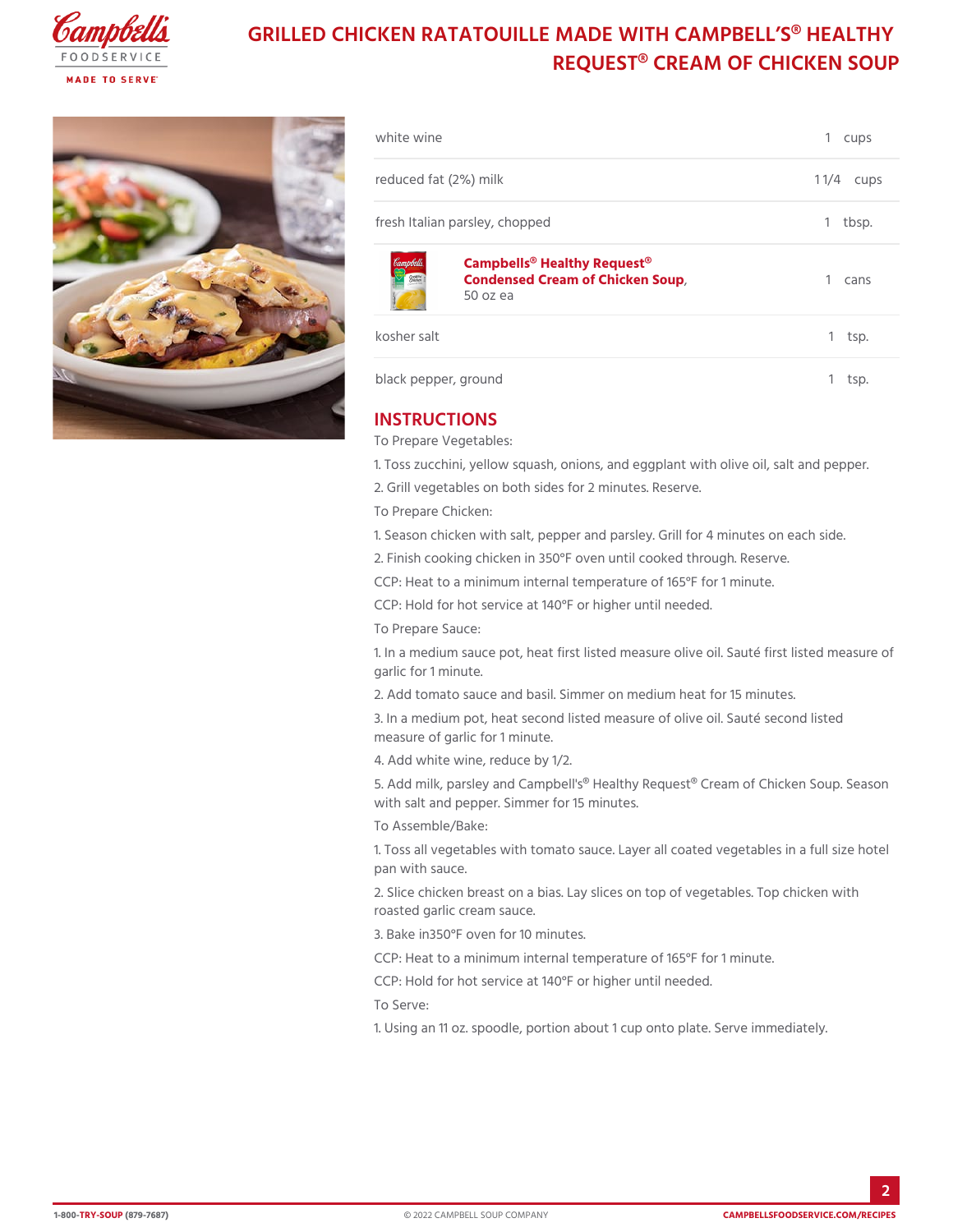# GRILLED CHICKEN RATATOUILLE MADE WITH CAMPBELL'S® HEALTHY REQUEST® CREAM OF CHICKEN SOUP

| | | |
|---|---|---|
| white wine | 1 | cups |
| reduced fat (2%) milk | 1 1/4 | cups |
| fresh Italian parsley, chopped | 1 | tbsp. |
| **Campbells® Healthy Request® Condensed Cream of Chicken Soup**, 50 oz ea | 1 | cans |
| kosher salt | 1 | tsp. |
| black pepper, ground | 1 | tsp. |

## INSTRUCTIONS

To Prepare Vegetables:

1. Toss zucchini, yellow squash, onions, and eggplant with olive oil, salt and pepper.
2. Grill vegetables on both sides for 2 minutes. Reserve.

To Prepare Chicken:

1. Season chicken with salt, pepper and parsley. Grill for 4 minutes on each side.
2. Finish cooking chicken in 350°F oven until cooked through. Reserve.

CCP: Heat to a minimum internal temperature of 165°F for 1 minute.

CCP: Hold for hot service at 140°F or higher until needed.

To Prepare Sauce:

1. In a medium sauce pot, heat first listed measure olive oil. Sauté first listed measure of garlic for 1 minute.
2. Add tomato sauce and basil. Simmer on medium heat for 15 minutes.
3. In a medium pot, heat second listed measure of olive oil. Sauté second listed measure of garlic for 1 minute.
4. Add white wine, reduce by 1/2.
5. Add milk, parsley and Campbell's® Healthy Request® Cream of Chicken Soup. Season with salt and pepper. Simmer for 15 minutes.

To Assemble/Bake:

1. Toss all vegetables with tomato sauce. Layer all coated vegetables in a full size hotel pan with sauce.
2. Slice chicken breast on a bias. Lay slices on top of vegetables. Top chicken with roasted garlic cream sauce.
3. Bake in350°F oven for 10 minutes.

CCP: Heat to a minimum internal temperature of 165°F for 1 minute.

CCP: Hold for hot service at 140°F or higher until needed.

To Serve:

1. Using an 11 oz. spoodle, portion about 1 cup onto plate. Serve immediately.